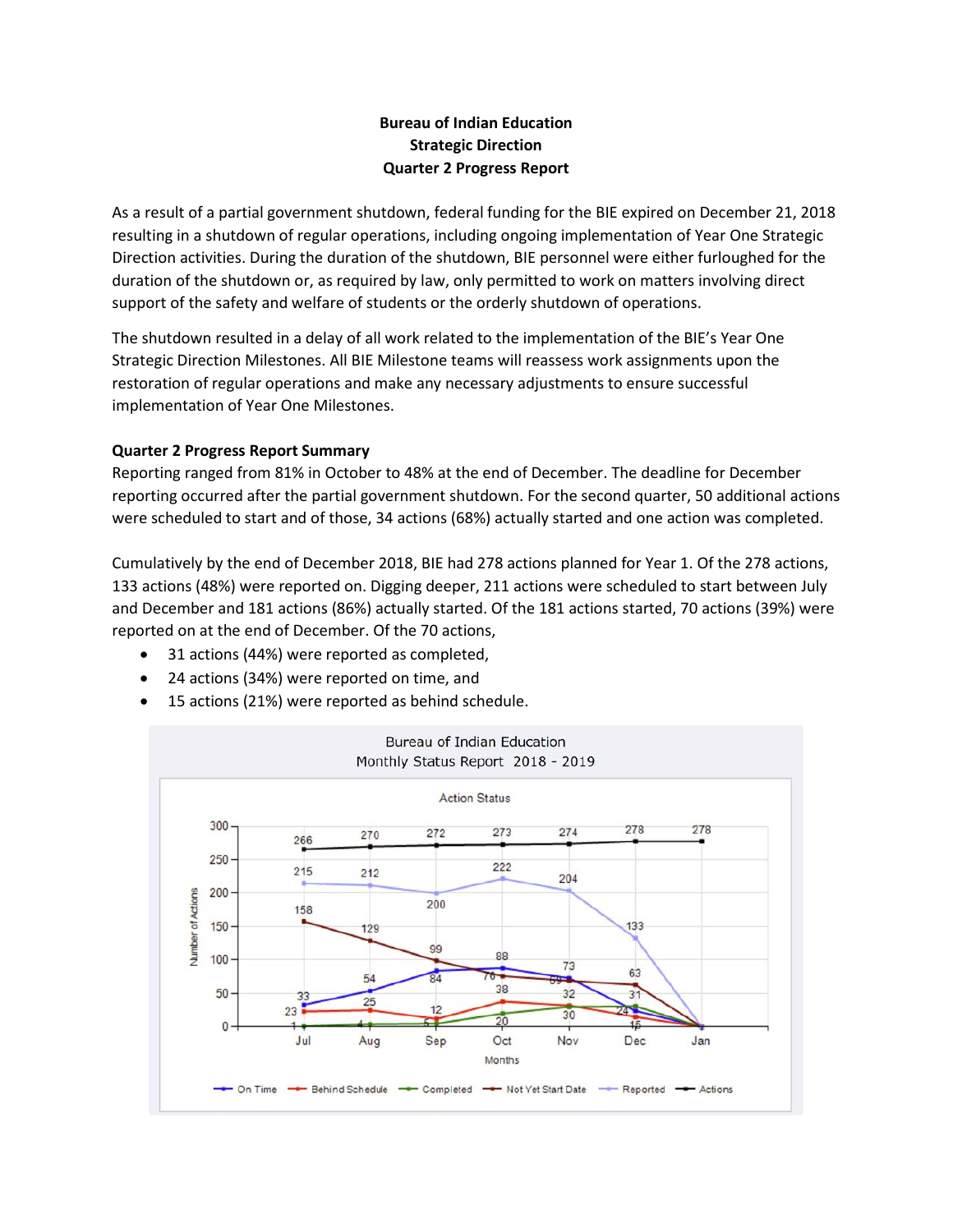**Bureau of Indian Education**
**Strategic Direction**
**Quarter 2 Progress Report**

As a result of a partial government shutdown, federal funding for the BIE expired on December 21, 2018 resulting in a shutdown of regular operations, including ongoing implementation of Year One Strategic Direction activities. During the duration of the shutdown, BIE personnel were either furloughed for the duration of the shutdown or, as required by law, only permitted to work on matters involving direct support of the safety and welfare of students or the orderly shutdown of operations.

The shutdown resulted in a delay of all work related to the implementation of the BIE's Year One Strategic Direction Milestones. All BIE Milestone teams will reassess work assignments upon the restoration of regular operations and make any necessary adjustments to ensure successful implementation of Year One Milestones.

**Quarter 2 Progress Report Summary**

Reporting ranged from 81% in October to 48% at the end of December. The deadline for December reporting occurred after the partial government shutdown. For the second quarter, 50 additional actions were scheduled to start and of those, 34 actions (68%) actually started and one action was completed.

Cumulatively by the end of December 2018, BIE had 278 actions planned for Year 1. Of the 278 actions, 133 actions (48%) were reported on. Digging deeper, 211 actions were scheduled to start between July and December and 181 actions (86%) actually started. Of the 181 actions started, 70 actions (39%) were reported on at the end of December. Of the 70 actions,

- 31 actions (44%) were reported as completed,
- 24 actions (34%) were reported on time, and
- 15 actions (21%) were reported as behind schedule.

Bureau of Indian Education
Monthly Status Report 2018 - 2019

Action Status

| Months | Jul | Aug | Sep | Oct | Nov | Dec | Jan |
|---|---|---|---|---|---|---|---|
| Actions | 266 | 270 | 272 | 273 | 274 | 278 | 278 |
| Reported | 215 | 212 | 200 | 222 | 204 | 133 | |
| Not Yet Start Date | 158 | 129 | 99 | 76 | 69 | 63 | |
| On Time | 33 | 54 | 84 | 88 | 73 | 24 | |
| Behind Schedule | 23 | 25 | 12 | 38 | 32 | 15 | |
| Completed | 1 | 4 | 5 | 20 | 30 | 31 | |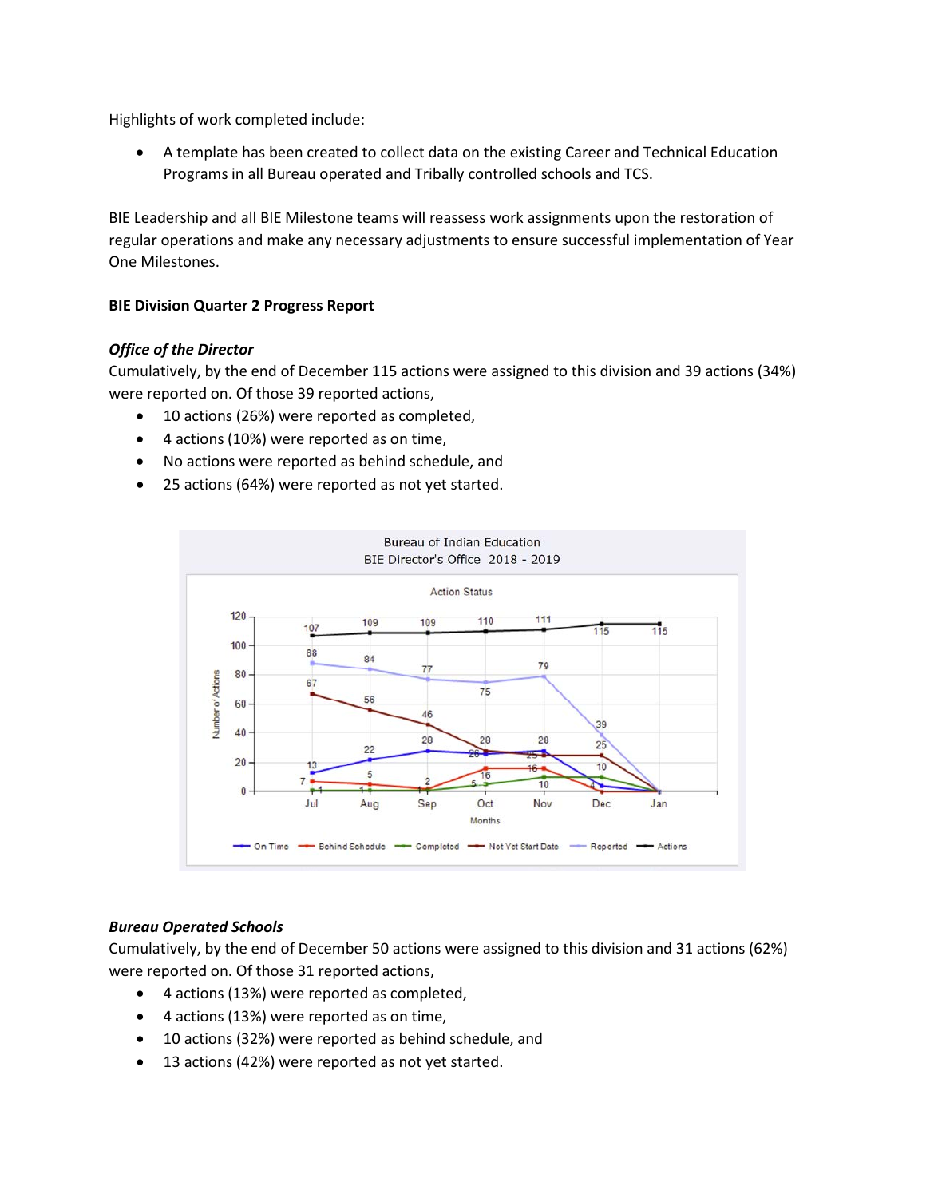Highlights of work completed include:

- A template has been created to collect data on the existing Career and Technical Education Programs in all Bureau operated and Tribally controlled schools and TCS.

BIE Leadership and all BIE Milestone teams will reassess work assignments upon the restoration of regular operations and make any necessary adjustments to ensure successful implementation of Year One Milestones.

**BIE Division Quarter 2 Progress Report**

***Office of the Director***

Cumulatively, by the end of December 115 actions were assigned to this division and 39 actions (34%) were reported on. Of those 39 reported actions,

- 10 actions (26%) were reported as completed,
- 4 actions (10%) were reported as on time,
- No actions were reported as behind schedule, and
- 25 actions (64%) were reported as not yet started.

Bureau of Indian Education
BIE Director's Office 2018 - 2019

Action Status

| Months | Jul | Aug | Sep | Oct | Nov | Dec | Jan |
|---|---|---|---|---|---|---|---|
| On Time | 13 | 22 | 28 | 26 | 28 | 4 | 0 |
| Behind Schedule | 7 | 5 | 2 | 16 | 16 | 0 | 0 |
| Completed | 1 | 1 | 1 | 5 | 10 | 10 | 0 |
| Not Yet Start Date | 67 | 56 | 46 | 28 | 25 | 25 | 0 |
| Reported | 88 | 84 | 77 | 75 | 79 | 39 | 0 |
| Actions | 107 | 109 | 109 | 110 | 111 | 115 | 115 |

***Bureau Operated Schools***

Cumulatively, by the end of December 50 actions were assigned to this division and 31 actions (62%) were reported on. Of those 31 reported actions,

- 4 actions (13%) were reported as completed,
- 4 actions (13%) were reported as on time,
- 10 actions (32%) were reported as behind schedule, and
- 13 actions (42%) were reported as not yet started.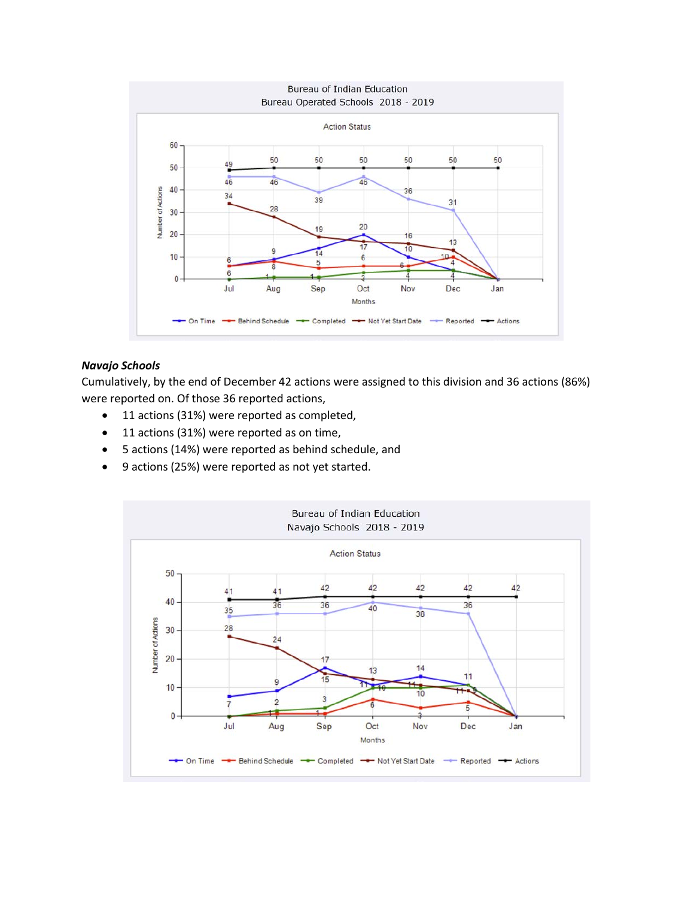***Navajo Schools***

Cumulatively, by the end of December 42 actions were assigned to this division and 36 actions (86%) were reported on. Of those 36 reported actions,

- 11 actions (31%) were reported as completed,
- 11 actions (31%) were reported as on time,
- 5 actions (14%) were reported as behind schedule, and
- 9 actions (25%) were reported as not yet started.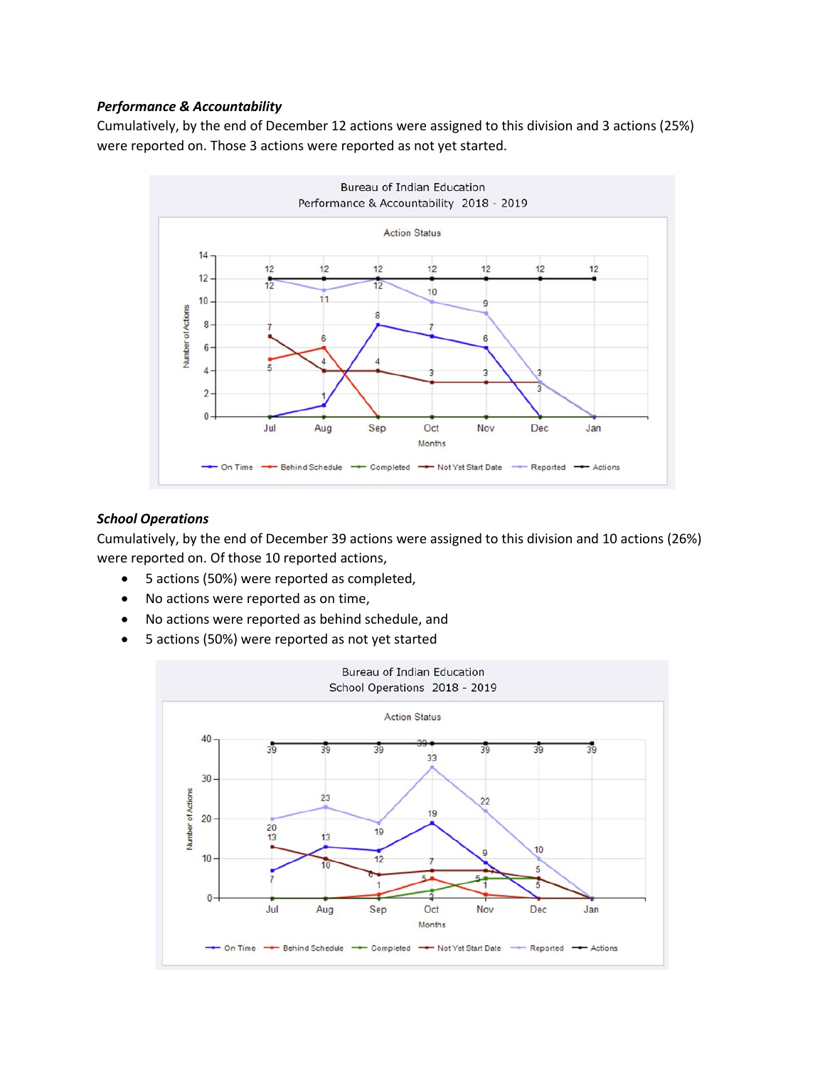***Performance & Accountability***

Cumulatively, by the end of December 12 actions were assigned to this division and 3 actions (25%) were reported on. Those 3 actions were reported as not yet started.

***School Operations***

Cumulatively, by the end of December 39 actions were assigned to this division and 10 actions (26%) were reported on. Of those 10 reported actions,

- 5 actions (50%) were reported as completed,
- No actions were reported as on time,
- No actions were reported as behind schedule, and
- 5 actions (50%) were reported as not yet started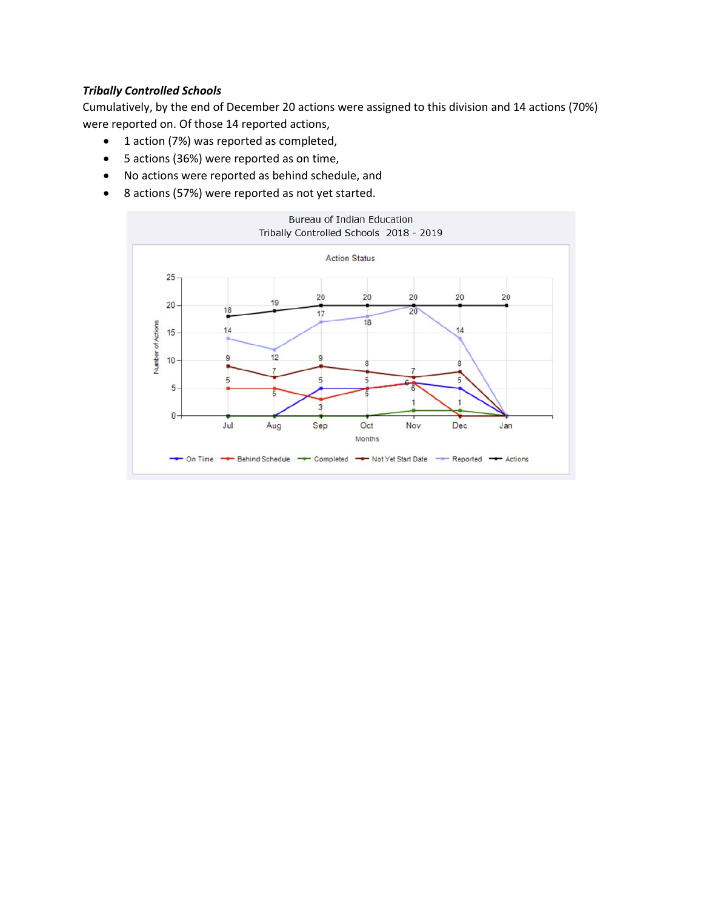***Tribally Controlled Schools***

Cumulatively, by the end of December 20 actions were assigned to this division and 14 actions (70%) were reported on. Of those 14 reported actions,

- 1 action (7%) was reported as completed,
- 5 actions (36%) were reported as on time,
- No actions were reported as behind schedule, and
- 8 actions (57%) were reported as not yet started.

Bureau of Indian Education
Tribally Controlled Schools 2018 - 2019

Action Status

Number of Actions

25
20
15
10
5
0

Jul
Aug
Sep
Oct
Nov
Dec
Jan

Months

18
19
20
20
20
20
20
14
12
17
18
20
14
9
7
9
8
7
8
5
5
5
5
6
5
3
5
6
1
1

On Time
Behind Schedule
Completed
Not Yet Start Date
Reported
Actions